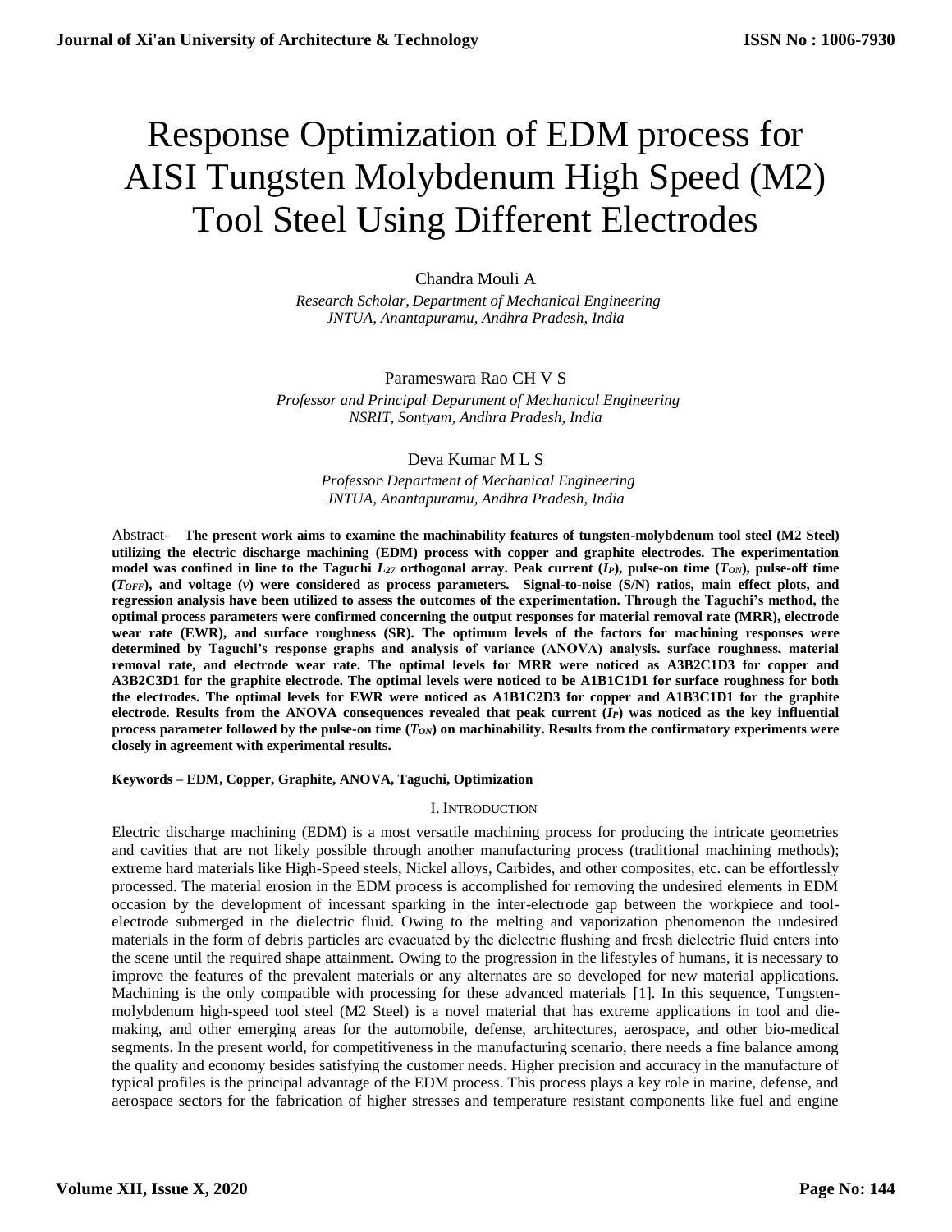# Response Optimization of EDM process for AISI Tungsten Molybdenum High Speed (M2) Tool Steel Using Different Electrodes

Chandra Mouli A

*Research Scholar, Department of Mechanical Engineering*
*JNTUA, Anantapuramu, Andhra Pradesh, India*

Parameswara Rao CH V S

*Professor and Principal, Department of Mechanical Engineering*
*NSRIT, Sontyam, Andhra Pradesh, India*

Deva Kumar M L S

*Professor, Department of Mechanical Engineering*
*JNTUA, Anantapuramu, Andhra Pradesh, India*

Abstract- **The present work aims to examine the machinability features of tungsten-molybdenum tool steel (M2 Steel) utilizing the electric discharge machining (EDM) process with copper and graphite electrodes. The experimentation model was confined in line to the Taguchi $L_{27}$ orthogonal array. Peak current ($I_P$), pulse-on time ($T_{ON}$), pulse-off time ($T_{OFF}$), and voltage ($v$) were considered as process parameters. Signal-to-noise (S/N) ratios, main effect plots, and regression analysis have been utilized to assess the outcomes of the experimentation. Through the Taguchi's method, the optimal process parameters were confirmed concerning the output responses for material removal rate (MRR), electrode wear rate (EWR), and surface roughness (SR). The optimum levels of the factors for machining responses were determined by Taguchi's response graphs and analysis of variance (ANOVA) analysis. surface roughness, material removal rate, and electrode wear rate. The optimal levels for MRR were noticed as A3B2C1D3 for copper and A3B2C3D1 for the graphite electrode. The optimal levels were noticed to be A1B1C1D1 for surface roughness for both the electrodes. The optimal levels for EWR were noticed as A1B1C2D3 for copper and A1B3C1D1 for the graphite electrode. Results from the ANOVA consequences revealed that peak current ($I_P$) was noticed as the key influential process parameter followed by the pulse-on time ($T_{ON}$) on machinability. Results from the confirmatory experiments were closely in agreement with experimental results.**

**Keywords – EDM, Copper, Graphite, ANOVA, Taguchi, Optimization**

## I. Introduction

Electric discharge machining (EDM) is a most versatile machining process for producing the intricate geometries and cavities that are not likely possible through another manufacturing process (traditional machining methods); extreme hard materials like High-Speed steels, Nickel alloys, Carbides, and other composites, etc. can be effortlessly processed. The material erosion in the EDM process is accomplished for removing the undesired elements in EDM occasion by the development of incessant sparking in the inter-electrode gap between the workpiece and tool-electrode submerged in the dielectric fluid. Owing to the melting and vaporization phenomenon the undesired materials in the form of debris particles are evacuated by the dielectric flushing and fresh dielectric fluid enters into the scene until the required shape attainment. Owing to the progression in the lifestyles of humans, it is necessary to improve the features of the prevalent materials or any alternates are so developed for new material applications. Machining is the only compatible with processing for these advanced materials [1]. In this sequence, Tungsten-molybdenum high-speed tool steel (M2 Steel) is a novel material that has extreme applications in tool and die-making, and other emerging areas for the automobile, defense, architectures, aerospace, and other bio-medical segments. In the present world, for competitiveness in the manufacturing scenario, there needs a fine balance among the quality and economy besides satisfying the customer needs. Higher precision and accuracy in the manufacture of typical profiles is the principal advantage of the EDM process. This process plays a key role in marine, defense, and aerospace sectors for the fabrication of higher stresses and temperature resistant components like fuel and engine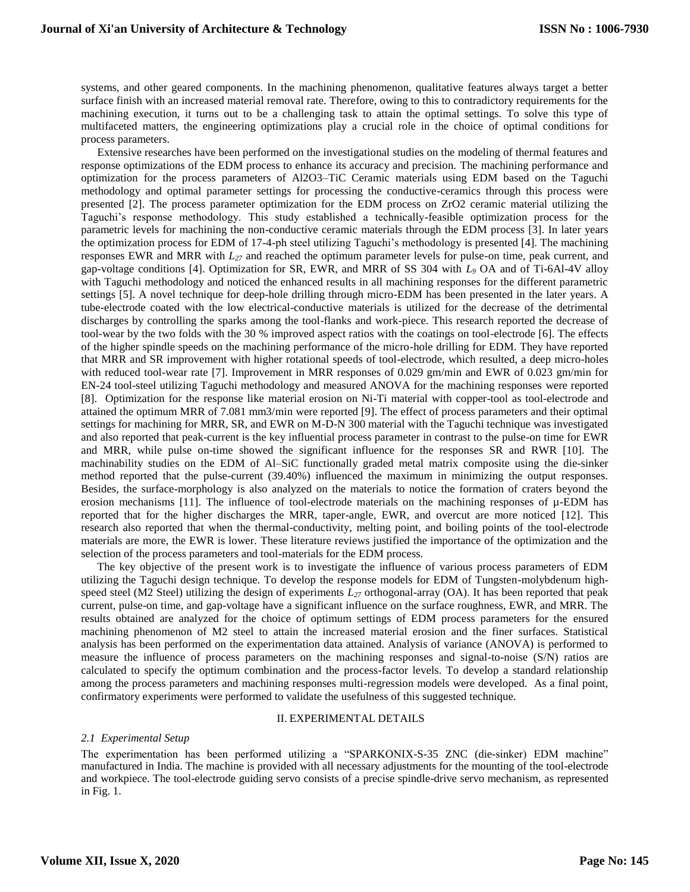systems, and other geared components. In the machining phenomenon, qualitative features always target a better surface finish with an increased material removal rate. Therefore, owing to this to contradictory requirements for the machining execution, it turns out to be a challenging task to attain the optimal settings. To solve this type of multifaceted matters, the engineering optimizations play a crucial role in the choice of optimal conditions for process parameters.

Extensive researches have been performed on the investigational studies on the modeling of thermal features and response optimizations of the EDM process to enhance its accuracy and precision. The machining performance and optimization for the process parameters of $Al_2O_3$–TiC Ceramic materials using EDM based on the Taguchi methodology and optimal parameter settings for processing the conductive-ceramics through this process were presented [2]. The process parameter optimization for the EDM process on $ZrO_2$ ceramic material utilizing the Taguchi's response methodology. This study established a technically-feasible optimization process for the parametric levels for machining the non-conductive ceramic materials through the EDM process [3]. In later years the optimization process for EDM of 17-4-ph steel utilizing Taguchi's methodology is presented [4]. The machining responses EWR and MRR with $L_{27}$ and reached the optimum parameter levels for pulse-on time, peak current, and gap-voltage conditions [4]. Optimization for SR, EWR, and MRR of SS 304 with $L_9$ OA and of Ti-6Al-4V alloy with Taguchi methodology and noticed the enhanced results in all machining responses for the different parametric settings [5]. A novel technique for deep-hole drilling through micro-EDM has been presented in the later years. A tube-electrode coated with the low electrical-conductive materials is utilized for the decrease of the detrimental discharges by controlling the sparks among the tool-flanks and work-piece. This research reported the decrease of tool-wear by the two folds with the 30 % improved aspect ratios with the coatings on tool-electrode [6]. The effects of the higher spindle speeds on the machining performance of the micro-hole drilling for EDM. They have reported that MRR and SR improvement with higher rotational speeds of tool-electrode, which resulted, a deep micro-holes with reduced tool-wear rate [7]. Improvement in MRR responses of 0.029 gm/min and EWR of 0.023 gm/min for EN-24 tool-steel utilizing Taguchi methodology and measured ANOVA for the machining responses were reported [8]. Optimization for the response like material erosion on Ni-Ti material with copper-tool as tool-electrode and attained the optimum MRR of 7.081 mm3/min were reported [9]. The effect of process parameters and their optimal settings for machining for MRR, SR, and EWR on M-D-N 300 material with the Taguchi technique was investigated and also reported that peak-current is the key influential process parameter in contrast to the pulse-on time for EWR and MRR, while pulse on-time showed the significant influence for the responses SR and RWR [10]. The machinability studies on the EDM of Al–SiC functionally graded metal matrix composite using the die-sinker method reported that the pulse-current (39.40%) influenced the maximum in minimizing the output responses. Besides, the surface-morphology is also analyzed on the materials to notice the formation of craters beyond the erosion mechanisms [11]. The influence of tool-electrode materials on the machining responses of µ-EDM has reported that for the higher discharges the MRR, taper-angle, EWR, and overcut are more noticed [12]. This research also reported that when the thermal-conductivity, melting point, and boiling points of the tool-electrode materials are more, the EWR is lower. These literature reviews justified the importance of the optimization and the selection of the process parameters and tool-materials for the EDM process.

The key objective of the present work is to investigate the influence of various process parameters of EDM utilizing the Taguchi design technique. To develop the response models for EDM of Tungsten-molybdenum high-speed steel (M2 Steel) utilizing the design of experiments $L_{27}$ orthogonal-array (OA). It has been reported that peak current, pulse-on time, and gap-voltage have a significant influence on the surface roughness, EWR, and MRR. The results obtained are analyzed for the choice of optimum settings of EDM process parameters for the ensured machining phenomenon of M2 steel to attain the increased material erosion and the finer surfaces. Statistical analysis has been performed on the experimentation data attained. Analysis of variance (ANOVA) is performed to measure the influence of process parameters on the machining responses and signal-to-noise (S/N) ratios are calculated to specify the optimum combination and the process-factor levels. To develop a standard relationship among the process parameters and machining responses multi-regression models were developed. As a final point, confirmatory experiments were performed to validate the usefulness of this suggested technique.

## II. EXPERIMENTAL DETAILS

### *2.1 Experimental Setup*

The experimentation has been performed utilizing a "SPARKONIX-S-35 ZNC (die-sinker) EDM machine" manufactured in India. The machine is provided with all necessary adjustments for the mounting of the tool-electrode and workpiece. The tool-electrode guiding servo consists of a precise spindle-drive servo mechanism, as represented in Fig. 1.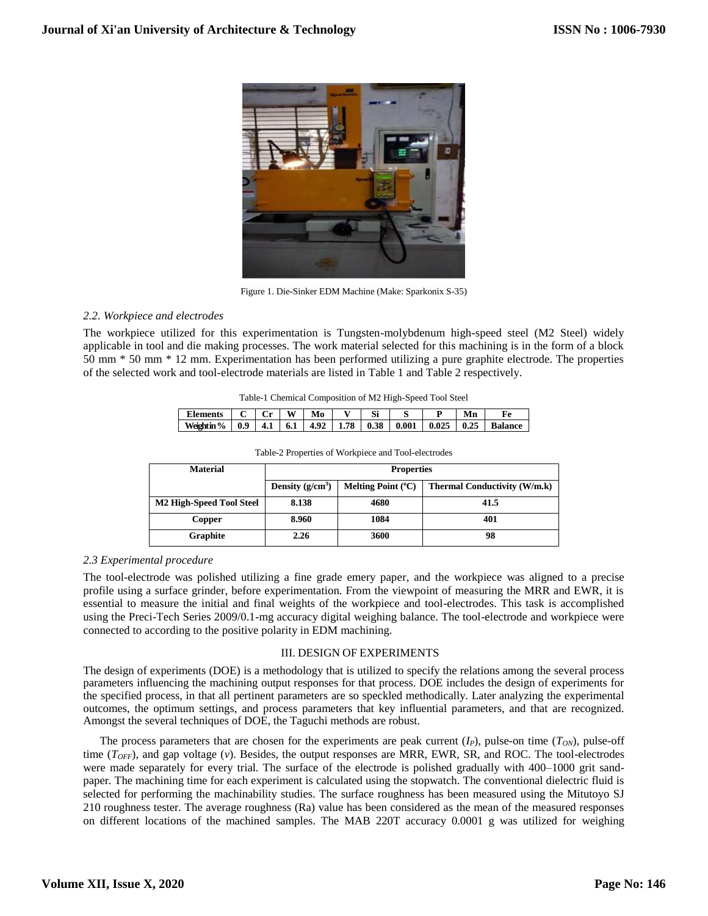Figure 1. Die-Sinker EDM Machine (Make: Sparkonix S-35)

### *2.2. Workpiece and electrodes*

The workpiece utilized for this experimentation is Tungsten-molybdenum high-speed steel (M2 Steel) widely applicable in tool and die making processes. The work material selected for this machining is in the form of a block 50 mm * 50 mm * 12 mm. Experimentation has been performed utilizing a pure graphite electrode. The properties of the selected work and tool-electrode materials are listed in Table 1 and Table 2 respectively.

Table-1 Chemical Composition of M2 High-Speed Tool Steel

| Elements | C | Cr | W | Mo | V | Si | S | P | Mn | Fe |
|---|---|---|---|---|---|---|---|---|---|---|
| Weight in % | 0.9 | 4.1 | 6.1 | 4.92 | 1.78 | 0.38 | 0.001 | 0.025 | 0.25 | Balance |

Table-2 Properties of Workpiece and Tool-electrodes

| Material | Properties | | |
|---|---|---|---|
| | Density ($g/cm^3$) | Melting Point (ºC) | Thermal Conductivity (W/m.k) |
| M2 High-Speed Tool Steel | 8.138 | 4680 | 41.5 |
| Copper | 8.960 | 1084 | 401 |
| Graphite | 2.26 | 3600 | 98 |

### *2.3 Experimental procedure*

The tool-electrode was polished utilizing a fine grade emery paper, and the workpiece was aligned to a precise profile using a surface grinder, before experimentation. From the viewpoint of measuring the MRR and EWR, it is essential to measure the initial and final weights of the workpiece and tool-electrodes. This task is accomplished using the Preci-Tech Series 2009/0.1-mg accuracy digital weighing balance. The tool-electrode and workpiece were connected to according to the positive polarity in EDM machining.

## III. DESIGN OF EXPERIMENTS

The design of experiments (DOE) is a methodology that is utilized to specify the relations among the several process parameters influencing the machining output responses for that process. DOE includes the design of experiments for the specified process, in that all pertinent parameters are so speckled methodically. Later analyzing the experimental outcomes, the optimum settings, and process parameters that key influential parameters, and that are recognized. Amongst the several techniques of DOE, the Taguchi methods are robust.

The process parameters that are chosen for the experiments are peak current ($I_P$), pulse-on time ($T_{ON}$), pulse-off time ($T_{OFF}$), and gap voltage ($v$). Besides, the output responses are MRR, EWR, SR, and ROC. The tool-electrodes were made separately for every trial. The surface of the electrode is polished gradually with 400–1000 grit sand-paper. The machining time for each experiment is calculated using the stopwatch. The conventional dielectric fluid is selected for performing the machinability studies. The surface roughness has been measured using the Mitutoyo SJ 210 roughness tester. The average roughness (Ra) value has been considered as the mean of the measured responses on different locations of the machined samples. The MAB 220T accuracy 0.0001 g was utilized for weighing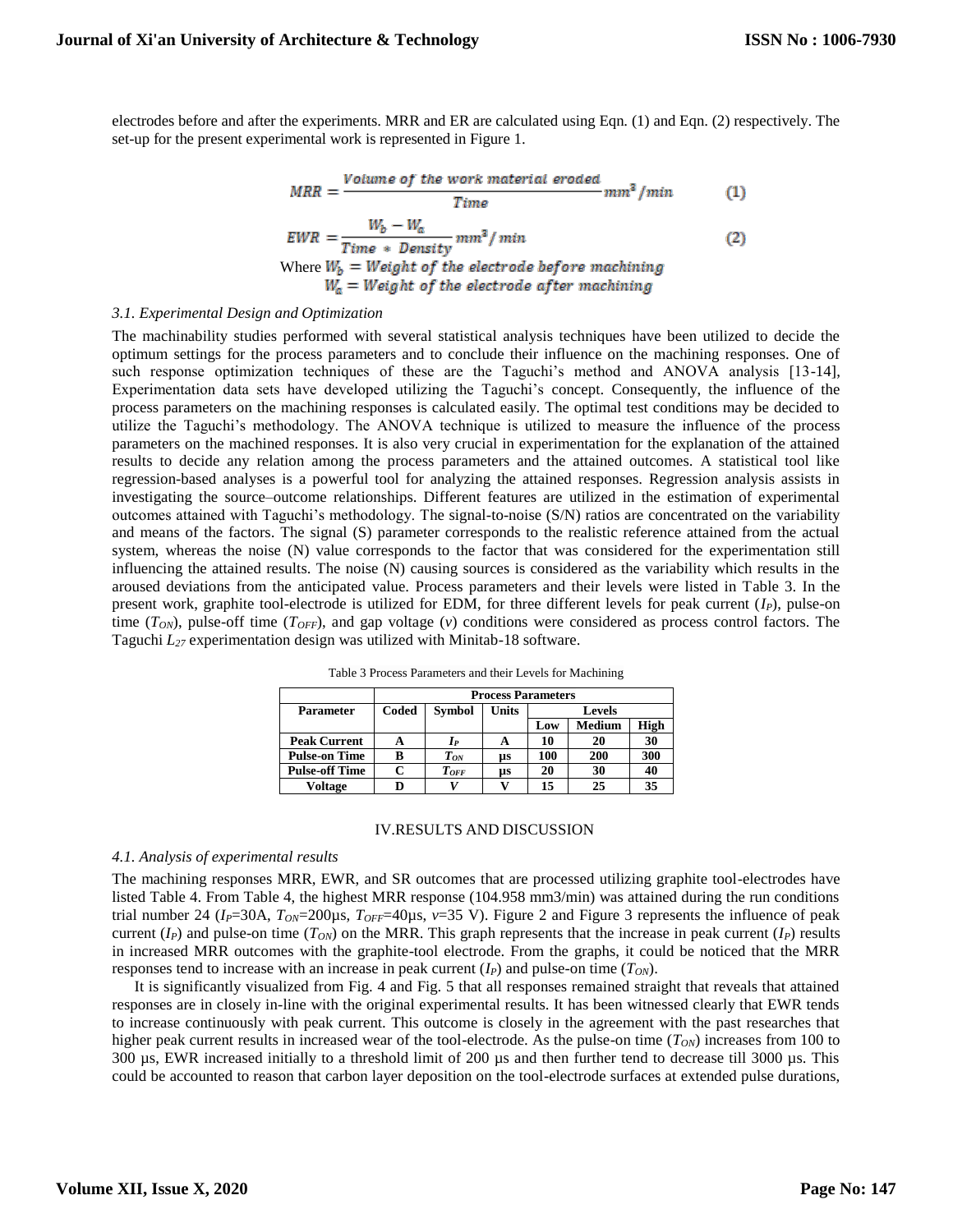electrodes before and after the experiments. MRR and ER are calculated using Eqn. (1) and Eqn. (2) respectively. The set-up for the present experimental work is represented in Figure 1.

$$MRR = \frac{Volume\ of\ the\ work\ material\ eroded}{Time} mm^3/min \qquad (1)$$

$$EWR = \frac{W_b - W_a}{Time * Density} mm^3/min \qquad (2)$$

Where $W_b = Weight\ of\ the\ electrode\ before\ machining$
$W_a = Weight\ of\ the\ electrode\ after\ machining$

### *3.1. Experimental Design and Optimization*

The machinability studies performed with several statistical analysis techniques have been utilized to decide the optimum settings for the process parameters and to conclude their influence on the machining responses. One of such response optimization techniques of these are the Taguchi's method and ANOVA analysis [13-14], Experimentation data sets have developed utilizing the Taguchi's concept. Consequently, the influence of the process parameters on the machining responses is calculated easily. The optimal test conditions may be decided to utilize the Taguchi's methodology. The ANOVA technique is utilized to measure the influence of the process parameters on the machined responses. It is also very crucial in experimentation for the explanation of the attained results to decide any relation among the process parameters and the attained outcomes. A statistical tool like regression-based analyses is a powerful tool for analyzing the attained responses. Regression analysis assists in investigating the source–outcome relationships. Different features are utilized in the estimation of experimental outcomes attained with Taguchi's methodology. The signal-to-noise (S/N) ratios are concentrated on the variability and means of the factors. The signal (S) parameter corresponds to the realistic reference attained from the actual system, whereas the noise (N) value corresponds to the factor that was considered for the experimentation still influencing the attained results. The noise (N) causing sources is considered as the variability which results in the aroused deviations from the anticipated value. Process parameters and their levels were listed in Table 3. In the present work, graphite tool-electrode is utilized for EDM, for three different levels for peak current ($I_P$), pulse-on time ($T_{ON}$), pulse-off time ($T_{OFF}$), and gap voltage ($v$) conditions were considered as process control factors. The Taguchi $L_{27}$ experimentation design was utilized with Minitab-18 software.

Table 3 Process Parameters and their Levels for Machining

| | Process Parameters | | | | | |
|---|---|---|---|---|---|---|
| **Parameter** | **Coded** | **Symbol** | **Units** | **Levels** | | |
| | | | | **Low** | **Medium** | **High** |
| **Peak Current** | **A** | $I_P$ | **A** | **10** | **20** | **30** |
| **Pulse-on Time** | **B** | $T_{ON}$ | **µs** | **100** | **200** | **300** |
| **Pulse-off Time** | **C** | $T_{OFF}$ | **µs** | **20** | **30** | **40** |
| **Voltage** | **D** | $V$ | **V** | **15** | **25** | **35** |

## IV.RESULTS AND DISCUSSION

### *4.1. Analysis of experimental results*

The machining responses MRR, EWR, and SR outcomes that are processed utilizing graphite tool-electrodes have listed Table 4. From Table 4, the highest MRR response (104.958 mm3/min) was attained during the run conditions trial number 24 ($I_P$=30A, $T_{ON}$=200µs, $T_{OFF}$=40µs, $v$=35 V). Figure 2 and Figure 3 represents the influence of peak current ($I_P$) and pulse-on time ($T_{ON}$) on the MRR. This graph represents that the increase in peak current ($I_P$) results in increased MRR outcomes with the graphite-tool electrode. From the graphs, it could be noticed that the MRR responses tend to increase with an increase in peak current ($I_P$) and pulse-on time ($T_{ON}$).

It is significantly visualized from Fig. 4 and Fig. 5 that all responses remained straight that reveals that attained responses are in closely in-line with the original experimental results. It has been witnessed clearly that EWR tends to increase continuously with peak current. This outcome is closely in the agreement with the past researches that higher peak current results in increased wear of the tool-electrode. As the pulse-on time ($T_{ON}$) increases from 100 to 300 µs, EWR increased initially to a threshold limit of 200 µs and then further tend to decrease till 3000 µs. This could be accounted to reason that carbon layer deposition on the tool-electrode surfaces at extended pulse durations,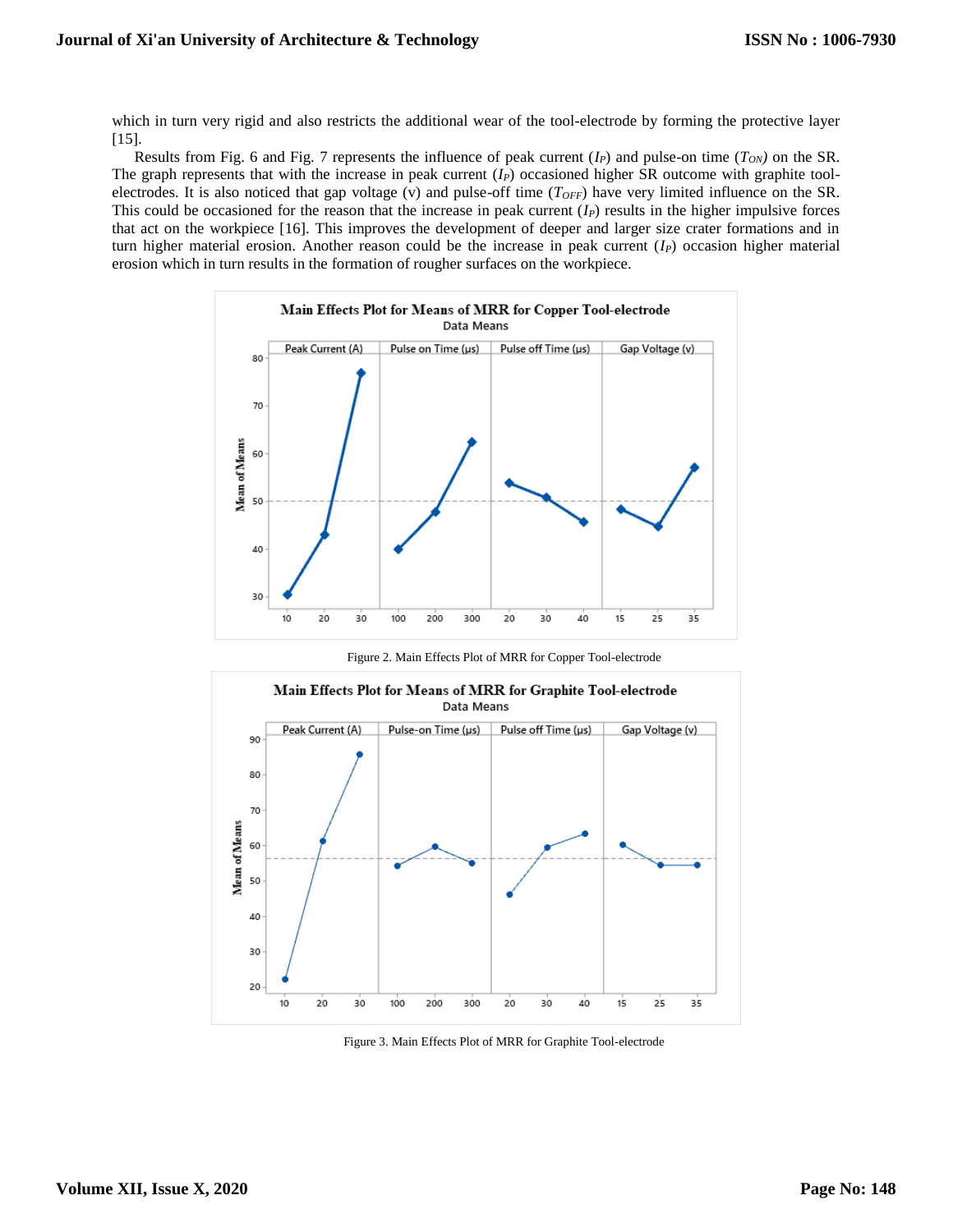which in turn very rigid and also restricts the additional wear of the tool-electrode by forming the protective layer [15].

Results from Fig. 6 and Fig. 7 represents the influence of peak current ($I_P$) and pulse-on time ($T_{ON}$) on the SR. The graph represents that with the increase in peak current ($I_P$) occasioned higher SR outcome with graphite tool-electrodes. It is also noticed that gap voltage (v) and pulse-off time ($T_{OFF}$) have very limited influence on the SR. This could be occasioned for the reason that the increase in peak current ($I_P$) results in the higher impulsive forces that act on the workpiece [16]. This improves the development of deeper and larger size crater formations and in turn higher material erosion. Another reason could be the increase in peak current ($I_P$) occasion higher material erosion which in turn results in the formation of rougher surfaces on the workpiece.

Figure 2. Main Effects Plot of MRR for Copper Tool-electrode

Figure 3. Main Effects Plot of MRR for Graphite Tool-electrode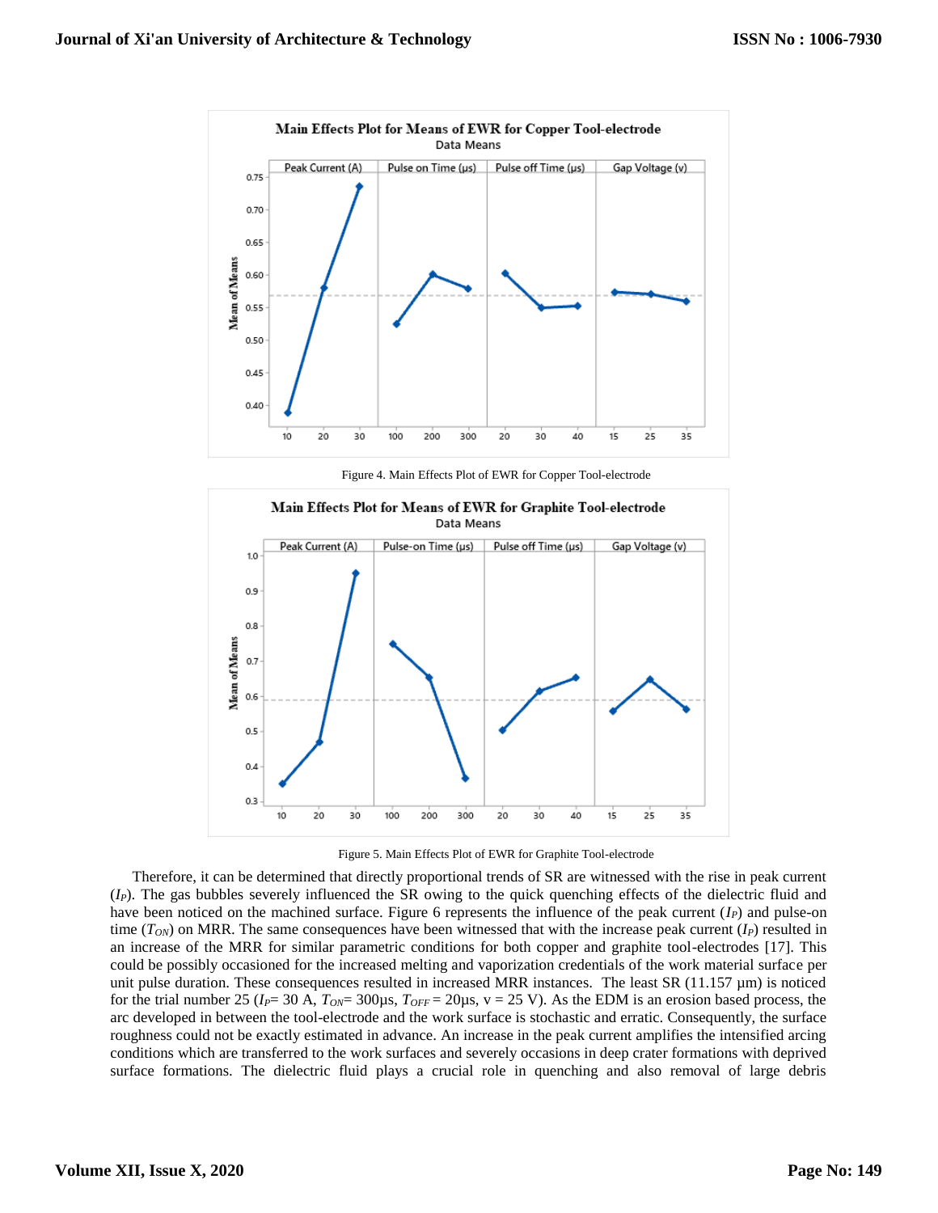Figure 4. Main Effects Plot of EWR for Copper Tool-electrode

Figure 5. Main Effects Plot of EWR for Graphite Tool-electrode

Therefore, it can be determined that directly proportional trends of SR are witnessed with the rise in peak current ($I_P$). The gas bubbles severely influenced the SR owing to the quick quenching effects of the dielectric fluid and have been noticed on the machined surface. Figure 6 represents the influence of the peak current ($I_P$) and pulse-on time ($T_{ON}$) on MRR. The same consequences have been witnessed that with the increase peak current ($I_P$) resulted in an increase of the MRR for similar parametric conditions for both copper and graphite tool-electrodes [17]. This could be possibly occasioned for the increased melting and vaporization credentials of the work material surface per unit pulse duration. These consequences resulted in increased MRR instances. The least SR (11.157 μm) is noticed for the trial number 25 ($I_P$= 30 A, $T_{ON}$= 300μs, $T_{OFF}$ = 20μs, v = 25 V). As the EDM is an erosion based process, the arc developed in between the tool-electrode and the work surface is stochastic and erratic. Consequently, the surface roughness could not be exactly estimated in advance. An increase in the peak current amplifies the intensified arcing conditions which are transferred to the work surfaces and severely occasions in deep crater formations with deprived surface formations. The dielectric fluid plays a crucial role in quenching and also removal of large debris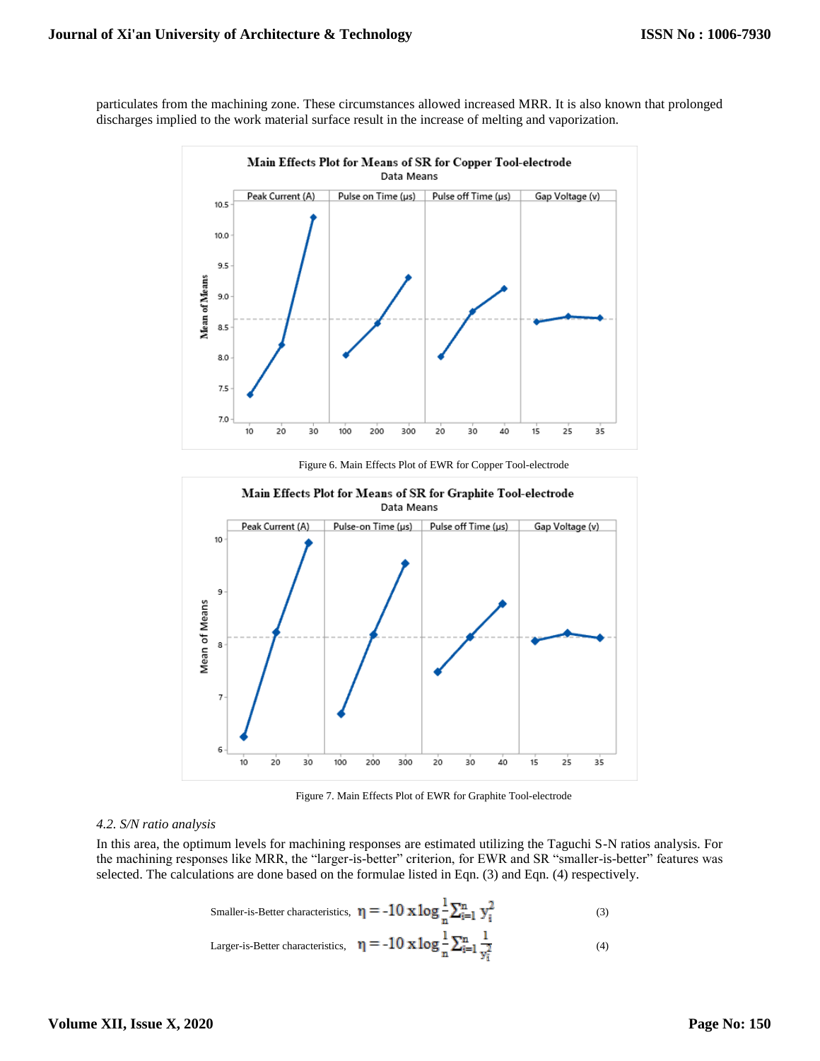particulates from the machining zone. These circumstances allowed increased MRR. It is also known that prolonged discharges implied to the work material surface result in the increase of melting and vaporization.

Figure 6. Main Effects Plot of EWR for Copper Tool-electrode

Figure 7. Main Effects Plot of EWR for Graphite Tool-electrode

### *4.2. S/N ratio analysis*

In this area, the optimum levels for machining responses are estimated utilizing the Taguchi S-N ratios analysis. For the machining responses like MRR, the "larger-is-better" criterion, for EWR and SR "smaller-is-better" features was selected. The calculations are done based on the formulae listed in Eqn. (3) and Eqn. (4) respectively.

Smaller-is-Better characteristics, $$\eta = -10 \times \log \frac{1}{n} \sum_{i=1}^{n} y_i^2 \tag{3}$$

Larger-is-Better characteristics, $$\eta = -10 \times \log \frac{1}{n} \sum_{i=1}^{n} \frac{1}{y_i^2} \tag{4}$$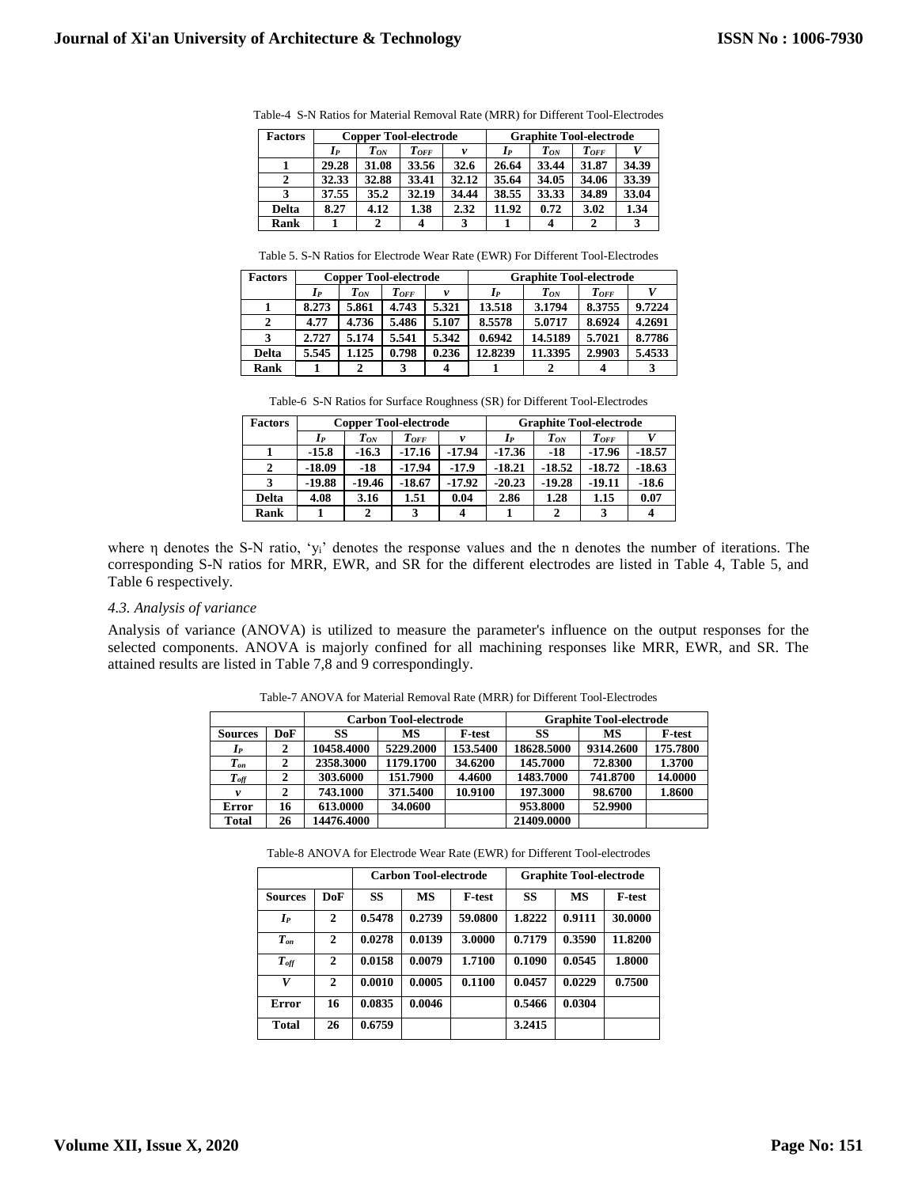Table-4 S-N Ratios for Material Removal Rate (MRR) for Different Tool-Electrodes

| Factors | Copper Tool-electrode | | | | Graphite Tool-electrode | | | |
|---|---|---|---|---|---|---|---|---|
| | $I_P$ | $T_{ON}$ | $T_{OFF}$ | $v$ | $I_P$ | $T_{ON}$ | $T_{OFF}$ | $V$ |
| 1 | 29.28 | 31.08 | 33.56 | 32.6 | 26.64 | 33.44 | 31.87 | 34.39 |
| 2 | 32.33 | 32.88 | 33.41 | 32.12 | 35.64 | 34.05 | 34.06 | 33.39 |
| 3 | 37.55 | 35.2 | 32.19 | 34.44 | 38.55 | 33.33 | 34.89 | 33.04 |
| Delta | 8.27 | 4.12 | 1.38 | 2.32 | 11.92 | 0.72 | 3.02 | 1.34 |
| Rank | 1 | 2 | 4 | 3 | 1 | 4 | 2 | 3 |

Table 5. S-N Ratios for Electrode Wear Rate (EWR) For Different Tool-Electrodes

| Factors | Copper Tool-electrode | | | | Graphite Tool-electrode | | | |
|---|---|---|---|---|---|---|---|---|
| | $I_P$ | $T_{ON}$ | $T_{OFF}$ | $v$ | $I_P$ | $T_{ON}$ | $T_{OFF}$ | $V$ |
| 1 | 8.273 | 5.861 | 4.743 | 5.321 | 13.518 | 3.1794 | 8.3755 | 9.7224 |
| 2 | 4.77 | 4.736 | 5.486 | 5.107 | 8.5578 | 5.0717 | 8.6924 | 4.2691 |
| 3 | 2.727 | 5.174 | 5.541 | 5.342 | 0.6942 | 14.5189 | 5.7021 | 8.7786 |
| Delta | 5.545 | 1.125 | 0.798 | 0.236 | 12.8239 | 11.3395 | 2.9903 | 5.4533 |
| Rank | 1 | 2 | 3 | 4 | 1 | 2 | 4 | 3 |

Table-6 S-N Ratios for Surface Roughness (SR) for Different Tool-Electrodes

| Factors | Copper Tool-electrode | | | | Graphite Tool-electrode | | | |
|---|---|---|---|---|---|---|---|---|
| | $I_P$ | $T_{ON}$ | $T_{OFF}$ | $v$ | $I_P$ | $T_{ON}$ | $T_{OFF}$ | $V$ |
| 1 | -15.8 | -16.3 | -17.16 | -17.94 | -17.36 | -18 | -17.96 | -18.57 |
| 2 | -18.09 | -18 | -17.94 | -17.9 | -18.21 | -18.52 | -18.72 | -18.63 |
| 3 | -19.88 | -19.46 | -18.67 | -17.92 | -20.23 | -19.28 | -19.11 | -18.6 |
| Delta | 4.08 | 3.16 | 1.51 | 0.04 | 2.86 | 1.28 | 1.15 | 0.07 |
| Rank | 1 | 2 | 3 | 4 | 1 | 2 | 3 | 4 |

where η denotes the S-N ratio, '$y_i$' denotes the response values and the n denotes the number of iterations. The corresponding S-N ratios for MRR, EWR, and SR for the different electrodes are listed in Table 4, Table 5, and Table 6 respectively.

### *4.3. Analysis of variance*

Analysis of variance (ANOVA) is utilized to measure the parameter's influence on the output responses for the selected components. ANOVA is majorly confined for all machining responses like MRR, EWR, and SR. The attained results are listed in Table 7,8 and 9 correspondingly.

Table-7 ANOVA for Material Removal Rate (MRR) for Different Tool-Electrodes

| | | Carbon Tool-electrode | | | Graphite Tool-electrode | | |
|---|---|---|---|---|---|---|---|
| Sources | DoF | SS | MS | F-test | SS | MS | F-test |
| $I_P$ | 2 | 10458.4000 | 5229.2000 | 153.5400 | 18628.5000 | 9314.2600 | 175.7800 |
| $T_{on}$ | 2 | 2358.3000 | 1179.1700 | 34.6200 | 145.7000 | 72.8300 | 1.3700 |
| $T_{off}$ | 2 | 303.6000 | 151.7900 | 4.4600 | 1483.7000 | 741.8700 | 14.0000 |
| $v$ | 2 | 743.1000 | 371.5400 | 10.9100 | 197.3000 | 98.6700 | 1.8600 |
| Error | 16 | 613.0000 | 34.0600 | | 953.8000 | 52.9900 | |
| Total | 26 | 14476.4000 | | | 21409.0000 | | |

Table-8 ANOVA for Electrode Wear Rate (EWR) for Different Tool-electrodes

| | | Carbon Tool-electrode | | | Graphite Tool-electrode | | |
|---|---|---|---|---|---|---|---|
| Sources | DoF | SS | MS | F-test | SS | MS | F-test |
| $I_P$ | 2 | 0.5478 | 0.2739 | 59.0800 | 1.8222 | 0.9111 | 30.0000 |
| $T_{on}$ | 2 | 0.0278 | 0.0139 | 3.0000 | 0.7179 | 0.3590 | 11.8200 |
| $T_{off}$ | 2 | 0.0158 | 0.0079 | 1.7100 | 0.1090 | 0.0545 | 1.8000 |
| $V$ | 2 | 0.0010 | 0.0005 | 0.1100 | 0.0457 | 0.0229 | 0.7500 |
| Error | 16 | 0.0835 | 0.0046 | | 0.5466 | 0.0304 | |
| Total | 26 | 0.6759 | | | 3.2415 | | |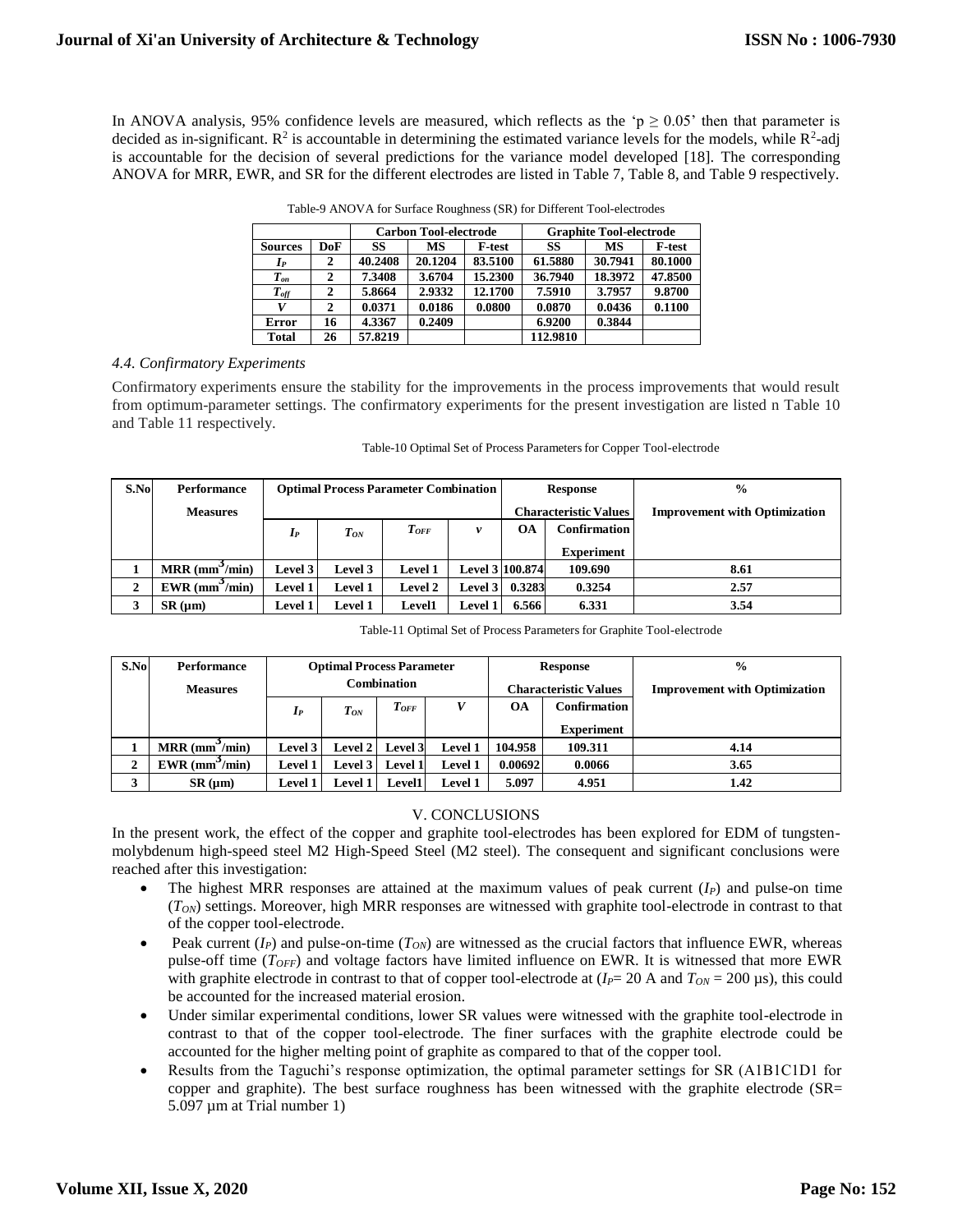In ANOVA analysis, 95% confidence levels are measured, which reflects as the '$p \geq 0.05$' then that parameter is decided as in-significant. $R^2$ is accountable in determining the estimated variance levels for the models, while $R^2$-adj is accountable for the decision of several predictions for the variance model developed [18]. The corresponding ANOVA for MRR, EWR, and SR for the different electrodes are listed in Table 7, Table 8, and Table 9 respectively.

Table-9 ANOVA for Surface Roughness (SR) for Different Tool-electrodes

| | | Carbon Tool-electrode | | | Graphite Tool-electrode | | |
|---|---|---|---|---|---|---|---|
| **Sources** | **DoF** | **SS** | **MS** | **F-test** | **SS** | **MS** | **F-test** |
| $I_P$ | 2 | 40.2408 | 20.1204 | 83.5100 | 61.5880 | 30.7941 | 80.1000 |
| $T_{on}$ | 2 | 7.3408 | 3.6704 | 15.2300 | 36.7940 | 18.3972 | 47.8500 |
| $T_{off}$ | 2 | 5.8664 | 2.9332 | 12.1700 | 7.5910 | 3.7957 | 9.8700 |
| $V$ | 2 | 0.0371 | 0.0186 | 0.0800 | 0.0870 | 0.0436 | 0.1100 |
| **Error** | 16 | 4.3367 | 0.2409 | | 6.9200 | 0.3844 | |
| **Total** | 26 | 57.8219 | | | 112.9810 | | |

### 4.4. Confirmatory Experiments

Confirmatory experiments ensure the stability for the improvements in the process improvements that would result from optimum-parameter settings. The confirmatory experiments for the present investigation are listed n Table 10 and Table 11 respectively.

Table-10 Optimal Set of Process Parameters for Copper Tool-electrode

| S.No | Performance Measures | Optimal Process Parameter Combination | | | | Response Characteristic Values | | % Improvement with Optimization |
|---|---|---|---|---|---|---|---|---|
| | | $I_P$ | $T_{ON}$ | $T_{OFF}$ | $v$ | OA | Confirmation Experiment | |
| 1 | MRR ($mm^3$/min) | Level 3 | Level 3 | Level 1 | Level 3 | 100.874 | 109.690 | 8.61 |
| 2 | EWR ($mm^3$/min) | Level 1 | Level 1 | Level 2 | Level 3 | 0.3283 | 0.3254 | 2.57 |
| 3 | SR (µm) | Level 1 | Level 1 | Level1 | Level 1 | 6.566 | 6.331 | 3.54 |

Table-11 Optimal Set of Process Parameters for Graphite Tool-electrode

| S.No | Performance Measures | Optimal Process Parameter Combination | | | | Response Characteristic Values | | % Improvement with Optimization |
|---|---|---|---|---|---|---|---|---|
| | | $I_P$ | $T_{ON}$ | $T_{OFF}$ | $V$ | OA | Confirmation Experiment | |
| 1 | MRR ($mm^3$/min) | Level 3 | Level 2 | Level 3 | Level 1 | 104.958 | 109.311 | 4.14 |
| 2 | EWR ($mm^3$/min) | Level 1 | Level 3 | Level 1 | Level 1 | 0.00692 | 0.0066 | 3.65 |
| 3 | SR (µm) | Level 1 | Level 1 | Level1 | Level 1 | 5.097 | 4.951 | 1.42 |

## V. CONCLUSIONS

In the present work, the effect of the copper and graphite tool-electrodes has been explored for EDM of tungsten-molybdenum high-speed steel M2 High-Speed Steel (M2 steel). The consequent and significant conclusions were reached after this investigation:

- The highest MRR responses are attained at the maximum values of peak current ($I_P$) and pulse-on time ($T_{ON}$) settings. Moreover, high MRR responses are witnessed with graphite tool-electrode in contrast to that of the copper tool-electrode.
- Peak current ($I_P$) and pulse-on-time ($T_{ON}$) are witnessed as the crucial factors that influence EWR, whereas pulse-off time ($T_{OFF}$) and voltage factors have limited influence on EWR. It is witnessed that more EWR with graphite electrode in contrast to that of copper tool-electrode at ($I_P$= 20 A and $T_{ON}$ = 200 µs), this could be accounted for the increased material erosion.
- Under similar experimental conditions, lower SR values were witnessed with the graphite tool-electrode in contrast to that of the copper tool-electrode. The finer surfaces with the graphite electrode could be accounted for the higher melting point of graphite as compared to that of the copper tool.
- Results from the Taguchi's response optimization, the optimal parameter settings for SR (A1B1C1D1 for copper and graphite). The best surface roughness has been witnessed with the graphite electrode (SR= 5.097 µm at Trial number 1)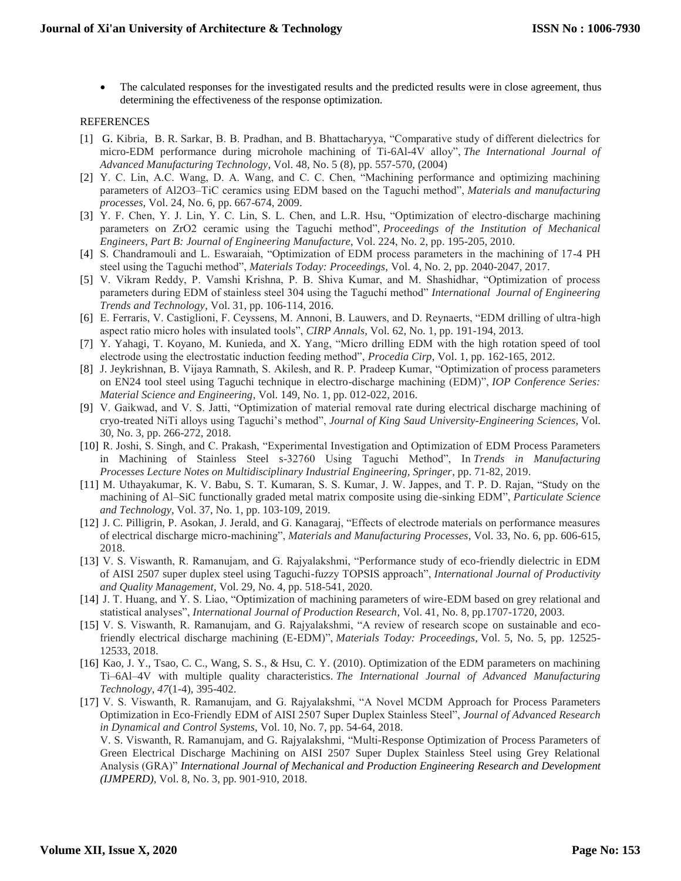- The calculated responses for the investigated results and the predicted results were in close agreement, thus determining the effectiveness of the response optimization.

REFERENCES

[1] G. Kibria, B. R. Sarkar, B. B. Pradhan, and B. Bhattacharyya, "Comparative study of different dielectrics for micro-EDM performance during microhole machining of Ti-6Al-4V alloy", *The International Journal of Advanced Manufacturing Technology*, Vol. 48, No. 5 (8), pp. 557-570, (2004)

[2] Y. C. Lin, A.C. Wang, D. A. Wang, and C. C. Chen, "Machining performance and optimizing machining parameters of Al2O3–TiC ceramics using EDM based on the Taguchi method", *Materials and manufacturing processes*, Vol. 24, No. 6, pp. 667-674, 2009.

[3] Y. F. Chen, Y. J. Lin, Y. C. Lin, S. L. Chen, and L.R. Hsu, "Optimization of electro-discharge machining parameters on ZrO2 ceramic using the Taguchi method", *Proceedings of the Institution of Mechanical Engineers, Part B: Journal of Engineering Manufacture*, Vol. 224, No. 2, pp. 195-205, 2010.

[4] S. Chandramouli and L. Eswaraiah, "Optimization of EDM process parameters in the machining of 17-4 PH steel using the Taguchi method", *Materials Today: Proceedings*, Vol. 4, No. 2, pp. 2040-2047, 2017.

[5] V. Vikram Reddy, P. Vamshi Krishna, P. B. Shiva Kumar, and M. Shashidhar, "Optimization of process parameters during EDM of stainless steel 304 using the Taguchi method" *International Journal of Engineering Trends and Technology*, Vol. 31, pp. 106-114, 2016.

[6] E. Ferraris, V. Castiglioni, F. Ceyssens, M. Annoni, B. Lauwers, and D. Reynaerts, "EDM drilling of ultra-high aspect ratio micro holes with insulated tools", *CIRP Annals*, Vol. 62, No. 1, pp. 191-194, 2013.

[7] Y. Yahagi, T. Koyano, M. Kunieda, and X. Yang, "Micro drilling EDM with the high rotation speed of tool electrode using the electrostatic induction feeding method", *Procedia Cirp*, Vol. 1, pp. 162-165, 2012.

[8] J. Jeykrishnan, B. Vijaya Ramnath, S. Akilesh, and R. P. Pradeep Kumar, "Optimization of process parameters on EN24 tool steel using Taguchi technique in electro-discharge machining (EDM)", *IOP Conference Series: Material Science and Engineering*, Vol. 149, No. 1, pp. 012-022, 2016.

[9] V. Gaikwad, and V. S. Jatti, "Optimization of material removal rate during electrical discharge machining of cryo-treated NiTi alloys using Taguchi's method", *Journal of King Saud University-Engineering Sciences*, Vol. 30, No. 3, pp. 266-272, 2018.

[10] R. Joshi, S. Singh, and C. Prakash, "Experimental Investigation and Optimization of EDM Process Parameters in Machining of Stainless Steel s-32760 Using Taguchi Method", In *Trends in Manufacturing Processes Lecture Notes on Multidisciplinary Industrial Engineering, Springer*, pp. 71-82, 2019.

[11] M. Uthayakumar, K. V. Babu, S. T. Kumaran, S. S. Kumar, J. W. Jappes, and T. P. D. Rajan, "Study on the machining of Al–SiC functionally graded metal matrix composite using die-sinking EDM", *Particulate Science and Technology*, Vol. 37, No. 1, pp. 103-109, 2019.

[12] J. C. Pilligrin, P. Asokan, J. Jerald, and G. Kanagaraj, "Effects of electrode materials on performance measures of electrical discharge micro-machining", *Materials and Manufacturing Processes*, Vol. 33, No. 6, pp. 606-615, 2018.

[13] V. S. Viswanth, R. Ramanujam, and G. Rajyalakshmi, "Performance study of eco-friendly dielectric in EDM of AISI 2507 super duplex steel using Taguchi-fuzzy TOPSIS approach", *International Journal of Productivity and Quality Management*, Vol. 29, No. 4, pp. 518-541, 2020.

[14] J. T. Huang, and Y. S. Liao, "Optimization of machining parameters of wire-EDM based on grey relational and statistical analyses", *International Journal of Production Research*, Vol. 41, No. 8, pp.1707-1720, 2003.

[15] V. S. Viswanth, R. Ramanujam, and G. Rajyalakshmi, "A review of research scope on sustainable and eco-friendly electrical discharge machining (E-EDM)", *Materials Today: Proceedings*, Vol. 5, No. 5, pp. 12525-12533, 2018.

[16] Kao, J. Y., Tsao, C. C., Wang, S. S., & Hsu, C. Y. (2010). Optimization of the EDM parameters on machining Ti–6Al–4V with multiple quality characteristics. *The International Journal of Advanced Manufacturing Technology*, *47*(1-4), 395-402.

[17] V. S. Viswanth, R. Ramanujam, and G. Rajyalakshmi, "A Novel MCDM Approach for Process Parameters Optimization in Eco-Friendly EDM of AISI 2507 Super Duplex Stainless Steel", *Journal of Advanced Research in Dynamical and Control Systems*, Vol. 10, No. 7, pp. 54-64, 2018.
V. S. Viswanth, R. Ramanujam, and G. Rajyalakshmi, "Multi-Response Optimization of Process Parameters of Green Electrical Discharge Machining on AISI 2507 Super Duplex Stainless Steel using Grey Relational Analysis (GRA)" *International Journal of Mechanical and Production Engineering Research and Development (IJMPERD)*, Vol. 8, No. 3, pp. 901-910, 2018.